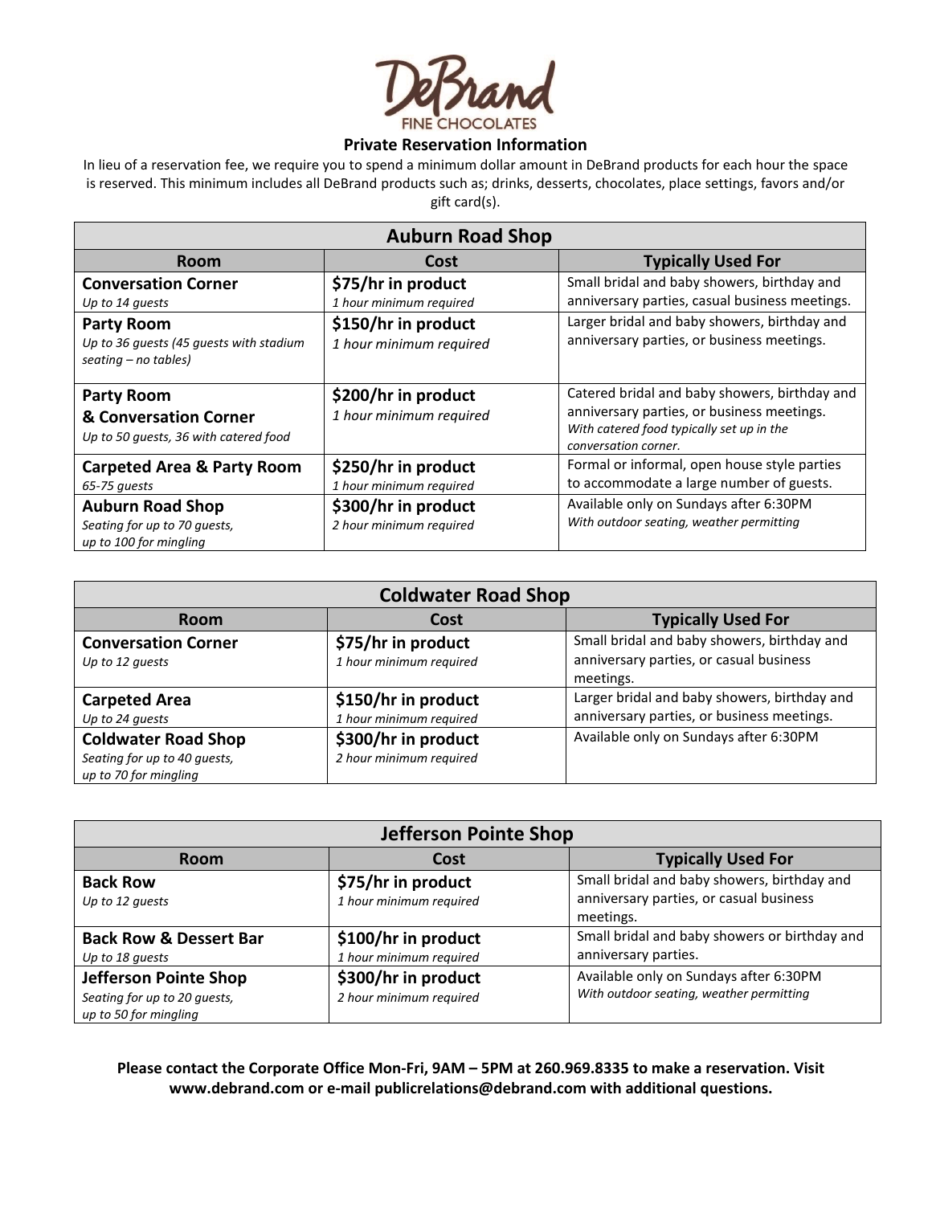DeBrand FINE CHOCOLATES

## Private Reservation Information

In lieu of a reservation fee, we require you to spend a minimum dollar amount in DeBrand products for each hour the space is reserved. This minimum includes all DeBrand products such as; drinks, desserts, chocolates, place settings, favors and/or gift card(s).

| Auburn Road Shop | | |
|---|---|---|
| **Room** | **Cost** | **Typically Used For** |
| **Conversation Corner**<br>*Up to 14 guests* | **$75/hr in product**<br>*1 hour minimum required* | Small bridal and baby showers, birthday and anniversary parties, casual business meetings. |
| **Party Room**<br>*Up to 36 guests (45 guests with stadium seating – no tables)* | **$150/hr in product**<br>*1 hour minimum required* | Larger bridal and baby showers, birthday and anniversary parties, or business meetings. |
| **Party Room & Conversation Corner**<br>*Up to 50 guests, 36 with catered food* | **$200/hr in product**<br>*1 hour minimum required* | Catered bridal and baby showers, birthday and anniversary parties, or business meetings. *With catered food typically set up in the conversation corner.* |
| **Carpeted Area & Party Room**<br>*65-75 guests* | **$250/hr in product**<br>*1 hour minimum required* | Formal or informal, open house style parties to accommodate a large number of guests. |
| **Auburn Road Shop**<br>*Seating for up to 70 guests, up to 100 for mingling* | **$300/hr in product**<br>*2 hour minimum required* | Available only on Sundays after 6:30PM *With outdoor seating, weather permitting* |

| Coldwater Road Shop | | |
|---|---|---|
| **Room** | **Cost** | **Typically Used For** |
| **Conversation Corner**<br>*Up to 12 guests* | **$75/hr in product**<br>*1 hour minimum required* | Small bridal and baby showers, birthday and anniversary parties, or casual business meetings. |
| **Carpeted Area**<br>*Up to 24 guests* | **$150/hr in product**<br>*1 hour minimum required* | Larger bridal and baby showers, birthday and anniversary parties, or business meetings. |
| **Coldwater Road Shop**<br>*Seating for up to 40 guests, up to 70 for mingling* | **$300/hr in product**<br>*2 hour minimum required* | Available only on Sundays after 6:30PM |

| Jefferson Pointe Shop | | |
|---|---|---|
| **Room** | **Cost** | **Typically Used For** |
| **Back Row**<br>*Up to 12 guests* | **$75/hr in product**<br>*1 hour minimum required* | Small bridal and baby showers, birthday and anniversary parties, or casual business meetings. |
| **Back Row & Dessert Bar**<br>*Up to 18 guests* | **$100/hr in product**<br>*1 hour minimum required* | Small bridal and baby showers or birthday and anniversary parties. |
| **Jefferson Pointe Shop**<br>*Seating for up to 20 guests, up to 50 for mingling* | **$300/hr in product**<br>*2 hour minimum required* | Available only on Sundays after 6:30PM *With outdoor seating, weather permitting* |

**Please contact the Corporate Office Mon-Fri, 9AM – 5PM at 260.969.8335 to make a reservation. Visit www.debrand.com or e-mail publicrelations@debrand.com with additional questions.**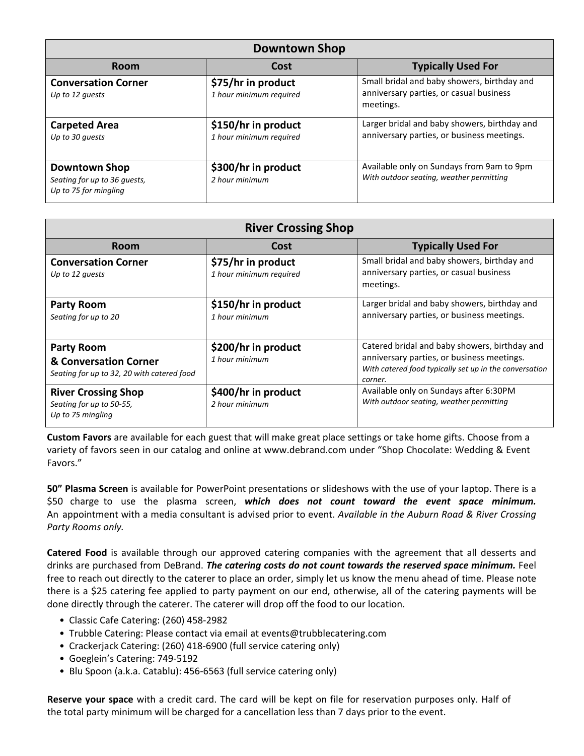| Downtown Shop | | |
|---|---|---|
| **Room** | **Cost** | **Typically Used For** |
| **Conversation Corner**<br>*Up to 12 guests* | **$75/hr in product**<br>*1 hour minimum required* | Small bridal and baby showers, birthday and anniversary parties, or casual business meetings. |
| **Carpeted Area**<br>*Up to 30 guests* | **$150/hr in product**<br>*1 hour minimum required* | Larger bridal and baby showers, birthday and anniversary parties, or business meetings. |
| **Downtown Shop**<br>*Seating for up to 36 guests,*<br>*Up to 75 for mingling* | **$300/hr in product**<br>*2 hour minimum* | Available only on Sundays from 9am to 9pm<br>*With outdoor seating, weather permitting* |

| River Crossing Shop | | |
|---|---|---|
| **Room** | **Cost** | **Typically Used For** |
| **Conversation Corner**<br>*Up to 12 guests* | **$75/hr in product**<br>*1 hour minimum required* | Small bridal and baby showers, birthday and anniversary parties, or casual business meetings. |
| **Party Room**<br>*Seating for up to 20* | **$150/hr in product**<br>*1 hour minimum* | Larger bridal and baby showers, birthday and anniversary parties, or business meetings. |
| **Party Room & Conversation Corner**<br>*Seating for up to 32, 20 with catered food* | **$200/hr in product**<br>*1 hour minimum* | Catered bridal and baby showers, birthday and anniversary parties, or business meetings.<br>*With catered food typically set up in the conversation corner.* |
| **River Crossing Shop**<br>*Seating for up to 50-55,*<br>*Up to 75 mingling* | **$400/hr in product**<br>*2 hour minimum* | Available only on Sundays after 6:30PM<br>*With outdoor seating, weather permitting* |

**Custom Favors** are available for each guest that will make great place settings or take home gifts. Choose from a variety of favors seen in our catalog and online at www.debrand.com under "Shop Chocolate: Wedding & Event Favors."

**50" Plasma Screen** is available for PowerPoint presentations or slideshows with the use of your laptop. There is a $50 charge to use the plasma screen, ***which does not count toward the event space minimum.*** An appointment with a media consultant is advised prior to event. *Available in the Auburn Road & River Crossing Party Rooms only.*

**Catered Food** is available through our approved catering companies with the agreement that all desserts and drinks are purchased from DeBrand. ***The catering costs do not count towards the reserved space minimum.*** Feel free to reach out directly to the caterer to place an order, simply let us know the menu ahead of time. Please note there is a $25 catering fee applied to party payment on our end, otherwise, all of the catering payments will be done directly through the caterer. The caterer will drop off the food to our location.

- Classic Cafe Catering: (260) 458-2982
- Trubble Catering: Please contact via email at events@trubblecatering.com
- Crackerjack Catering: (260) 418-6900 (full service catering only)
- Goeglein's Catering: 749-5192
- Blu Spoon (a.k.a. Catablu): 456-6563 (full service catering only)

**Reserve your space** with a credit card. The card will be kept on file for reservation purposes only. Half of the total party minimum will be charged for a cancellation less than 7 days prior to the event.